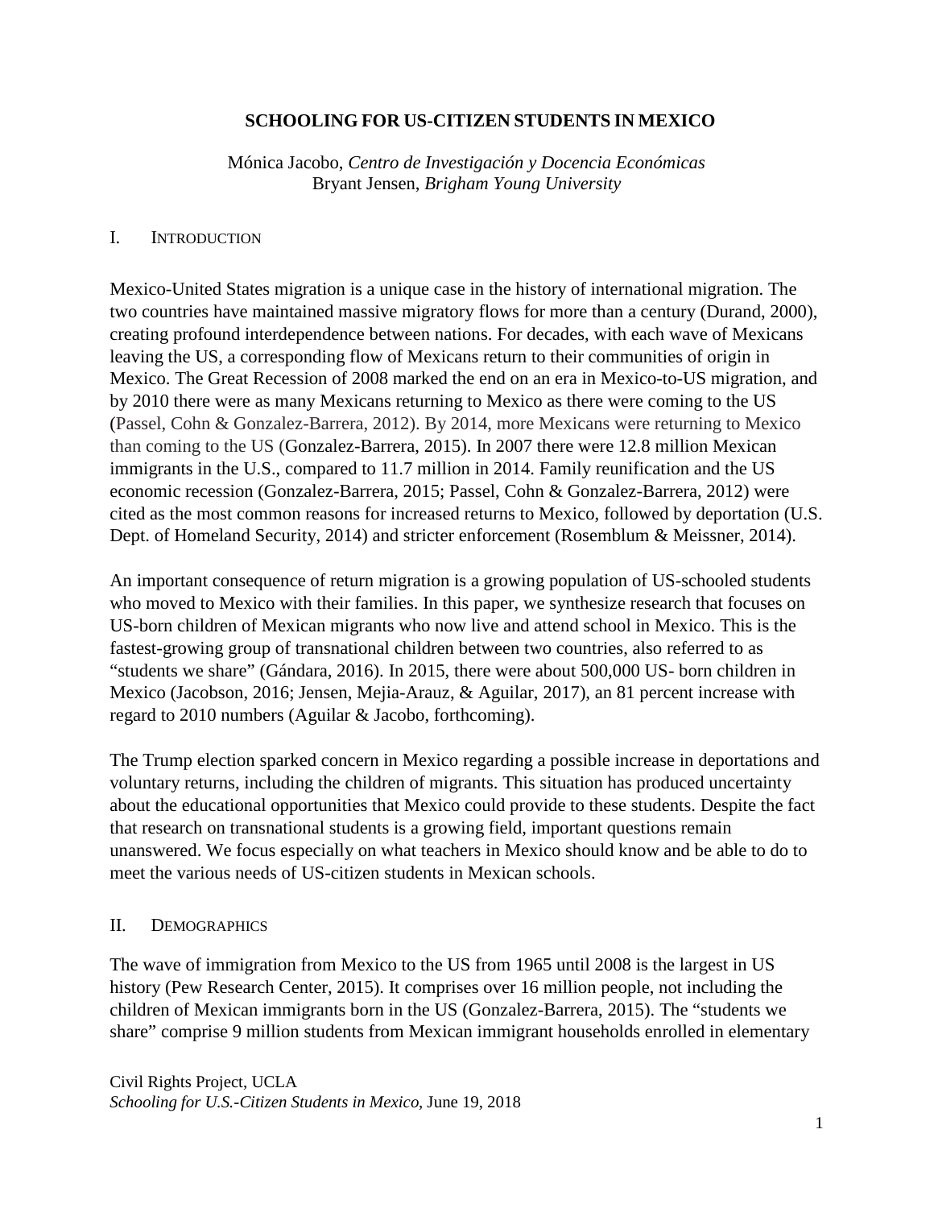# SCHOOLING FOR US-CITIZEN STUDENTS IN MEXICO

Mónica Jacobo, *Centro de Investigación y Docencia Económicas*
Bryant Jensen, *Brigham Young University*

## I. INTRODUCTION

Mexico-United States migration is a unique case in the history of international migration. The two countries have maintained massive migratory flows for more than a century (Durand, 2000), creating profound interdependence between nations. For decades, with each wave of Mexicans leaving the US, a corresponding flow of Mexicans return to their communities of origin in Mexico. The Great Recession of 2008 marked the end on an era in Mexico-to-US migration, and by 2010 there were as many Mexicans returning to Mexico as there were coming to the US (Passel, Cohn & Gonzalez-Barrera, 2012). By 2014, more Mexicans were returning to Mexico than coming to the US (Gonzalez-Barrera, 2015). In 2007 there were 12.8 million Mexican immigrants in the U.S., compared to 11.7 million in 2014. Family reunification and the US economic recession (Gonzalez-Barrera, 2015; Passel, Cohn & Gonzalez-Barrera, 2012) were cited as the most common reasons for increased returns to Mexico, followed by deportation (U.S. Dept. of Homeland Security, 2014) and stricter enforcement (Rosemblum & Meissner, 2014).

An important consequence of return migration is a growing population of US-schooled students who moved to Mexico with their families. In this paper, we synthesize research that focuses on US-born children of Mexican migrants who now live and attend school in Mexico. This is the fastest-growing group of transnational children between two countries, also referred to as "students we share" (Gándara, 2016). In 2015, there were about 500,000 US- born children in Mexico (Jacobson, 2016; Jensen, Mejia-Arauz, & Aguilar, 2017), an 81 percent increase with regard to 2010 numbers (Aguilar & Jacobo, forthcoming).

The Trump election sparked concern in Mexico regarding a possible increase in deportations and voluntary returns, including the children of migrants. This situation has produced uncertainty about the educational opportunities that Mexico could provide to these students. Despite the fact that research on transnational students is a growing field, important questions remain unanswered. We focus especially on what teachers in Mexico should know and be able to do to meet the various needs of US-citizen students in Mexican schools.

## II. DEMOGRAPHICS

The wave of immigration from Mexico to the US from 1965 until 2008 is the largest in US history (Pew Research Center, 2015). It comprises over 16 million people, not including the children of Mexican immigrants born in the US (Gonzalez-Barrera, 2015). The "students we share" comprise 9 million students from Mexican immigrant households enrolled in elementary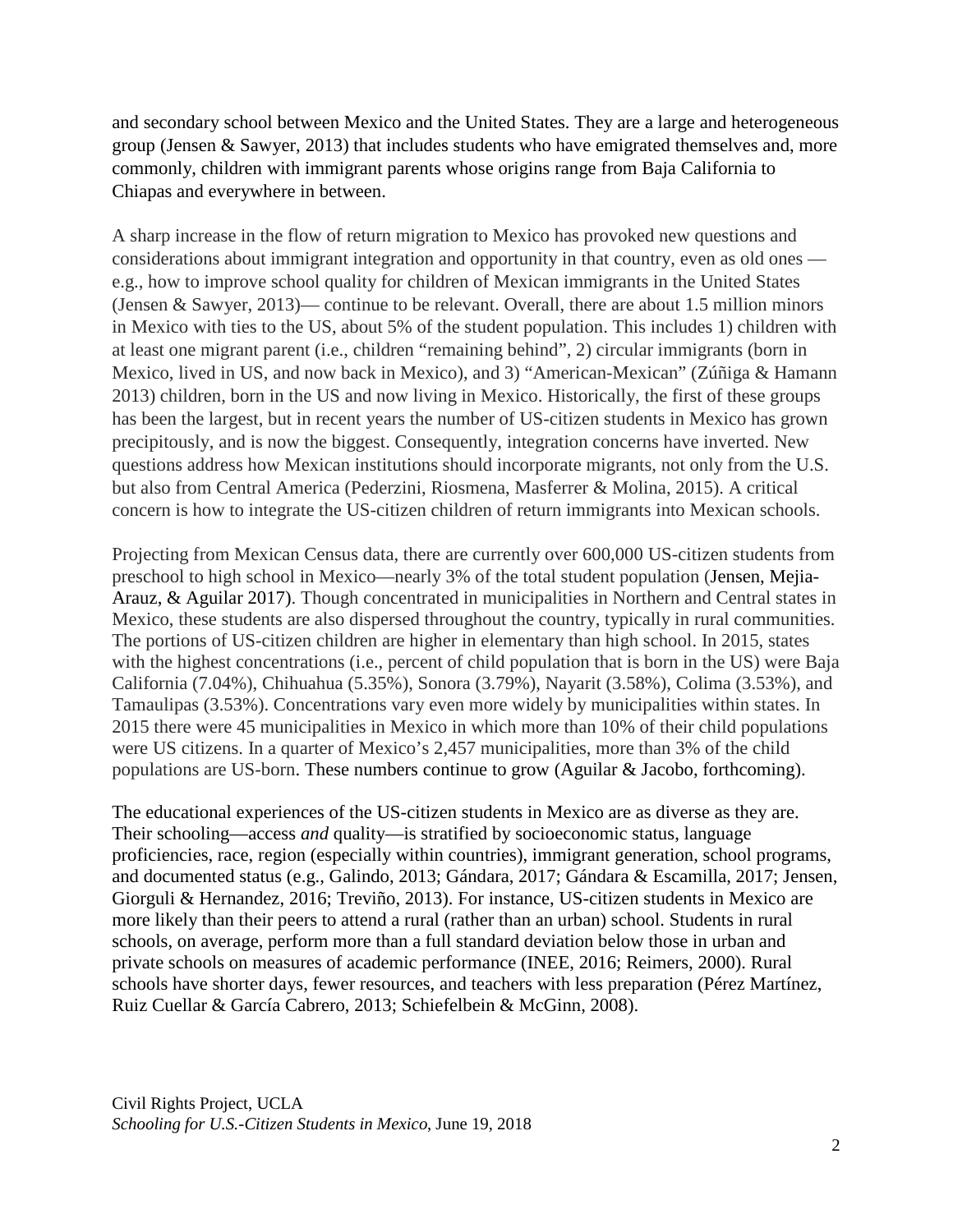and secondary school between Mexico and the United States. They are a large and heterogeneous group (Jensen & Sawyer, 2013) that includes students who have emigrated themselves and, more commonly, children with immigrant parents whose origins range from Baja California to Chiapas and everywhere in between.

A sharp increase in the flow of return migration to Mexico has provoked new questions and considerations about immigrant integration and opportunity in that country, even as old ones — e.g., how to improve school quality for children of Mexican immigrants in the United States (Jensen & Sawyer, 2013)— continue to be relevant. Overall, there are about 1.5 million minors in Mexico with ties to the US, about 5% of the student population. This includes 1) children with at least one migrant parent (i.e., children "remaining behind", 2) circular immigrants (born in Mexico, lived in US, and now back in Mexico), and 3) "American-Mexican" (Zúñiga & Hamann 2013) children, born in the US and now living in Mexico. Historically, the first of these groups has been the largest, but in recent years the number of US-citizen students in Mexico has grown precipitously, and is now the biggest. Consequently, integration concerns have inverted. New questions address how Mexican institutions should incorporate migrants, not only from the U.S. but also from Central America (Pederzini, Riosmena, Masferrer & Molina, 2015). A critical concern is how to integrate the US-citizen children of return immigrants into Mexican schools.

Projecting from Mexican Census data, there are currently over 600,000 US-citizen students from preschool to high school in Mexico—nearly 3% of the total student population (Jensen, Mejia-Arauz, & Aguilar 2017). Though concentrated in municipalities in Northern and Central states in Mexico, these students are also dispersed throughout the country, typically in rural communities. The portions of US-citizen children are higher in elementary than high school. In 2015, states with the highest concentrations (i.e., percent of child population that is born in the US) were Baja California (7.04%), Chihuahua (5.35%), Sonora (3.79%), Nayarit (3.58%), Colima (3.53%), and Tamaulipas (3.53%). Concentrations vary even more widely by municipalities within states. In 2015 there were 45 municipalities in Mexico in which more than 10% of their child populations were US citizens. In a quarter of Mexico's 2,457 municipalities, more than 3% of the child populations are US-born. These numbers continue to grow (Aguilar & Jacobo, forthcoming).

The educational experiences of the US-citizen students in Mexico are as diverse as they are. Their schooling—access *and* quality—is stratified by socioeconomic status, language proficiencies, race, region (especially within countries), immigrant generation, school programs, and documented status (e.g., Galindo, 2013; Gándara, 2017; Gándara & Escamilla, 2017; Jensen, Giorguli & Hernandez, 2016; Treviño, 2013). For instance, US-citizen students in Mexico are more likely than their peers to attend a rural (rather than an urban) school. Students in rural schools, on average, perform more than a full standard deviation below those in urban and private schools on measures of academic performance (INEE, 2016; Reimers, 2000). Rural schools have shorter days, fewer resources, and teachers with less preparation (Pérez Martínez, Ruiz Cuellar & García Cabrero, 2013; Schiefelbein & McGinn, 2008).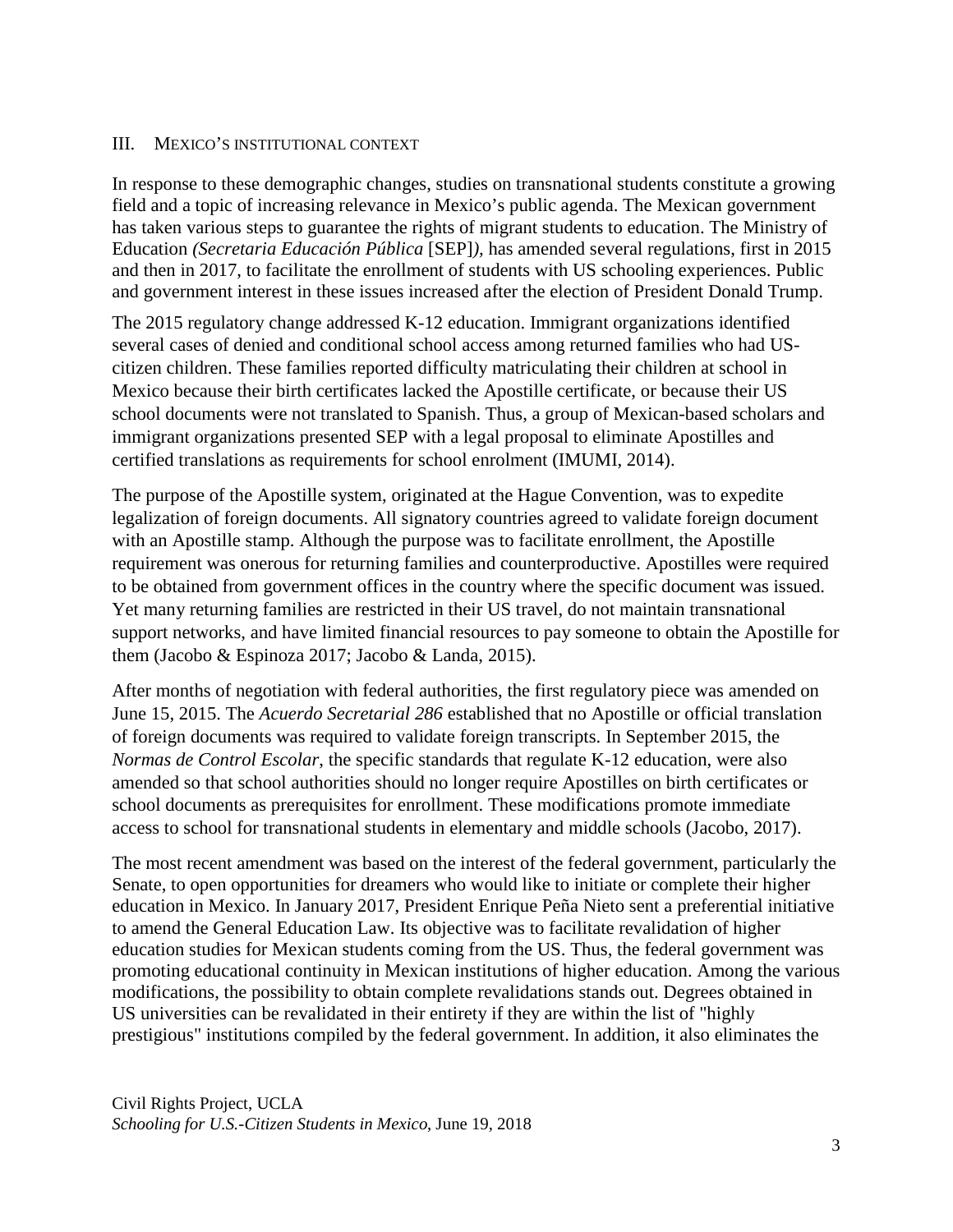## III. Mexico's institutional context

In response to these demographic changes, studies on transnational students constitute a growing field and a topic of increasing relevance in Mexico's public agenda. The Mexican government has taken various steps to guarantee the rights of migrant students to education. The Ministry of Education *(Secretaria Educación Pública* [SEP]*)*, has amended several regulations, first in 2015 and then in 2017, to facilitate the enrollment of students with US schooling experiences. Public and government interest in these issues increased after the election of President Donald Trump.

The 2015 regulatory change addressed K-12 education. Immigrant organizations identified several cases of denied and conditional school access among returned families who had US-citizen children. These families reported difficulty matriculating their children at school in Mexico because their birth certificates lacked the Apostille certificate, or because their US school documents were not translated to Spanish. Thus, a group of Mexican-based scholars and immigrant organizations presented SEP with a legal proposal to eliminate Apostilles and certified translations as requirements for school enrolment (IMUMI, 2014).

The purpose of the Apostille system, originated at the Hague Convention, was to expedite legalization of foreign documents. All signatory countries agreed to validate foreign document with an Apostille stamp. Although the purpose was to facilitate enrollment, the Apostille requirement was onerous for returning families and counterproductive. Apostilles were required to be obtained from government offices in the country where the specific document was issued. Yet many returning families are restricted in their US travel, do not maintain transnational support networks, and have limited financial resources to pay someone to obtain the Apostille for them (Jacobo & Espinoza 2017; Jacobo & Landa, 2015).

After months of negotiation with federal authorities, the first regulatory piece was amended on June 15, 2015. The *Acuerdo Secretarial 286* established that no Apostille or official translation of foreign documents was required to validate foreign transcripts. In September 2015, the *Normas de Control Escolar*, the specific standards that regulate K-12 education, were also amended so that school authorities should no longer require Apostilles on birth certificates or school documents as prerequisites for enrollment. These modifications promote immediate access to school for transnational students in elementary and middle schools (Jacobo, 2017).

The most recent amendment was based on the interest of the federal government, particularly the Senate, to open opportunities for dreamers who would like to initiate or complete their higher education in Mexico. In January 2017, President Enrique Peña Nieto sent a preferential initiative to amend the General Education Law. Its objective was to facilitate revalidation of higher education studies for Mexican students coming from the US. Thus, the federal government was promoting educational continuity in Mexican institutions of higher education. Among the various modifications, the possibility to obtain complete revalidations stands out. Degrees obtained in US universities can be revalidated in their entirety if they are within the list of "highly prestigious" institutions compiled by the federal government. In addition, it also eliminates the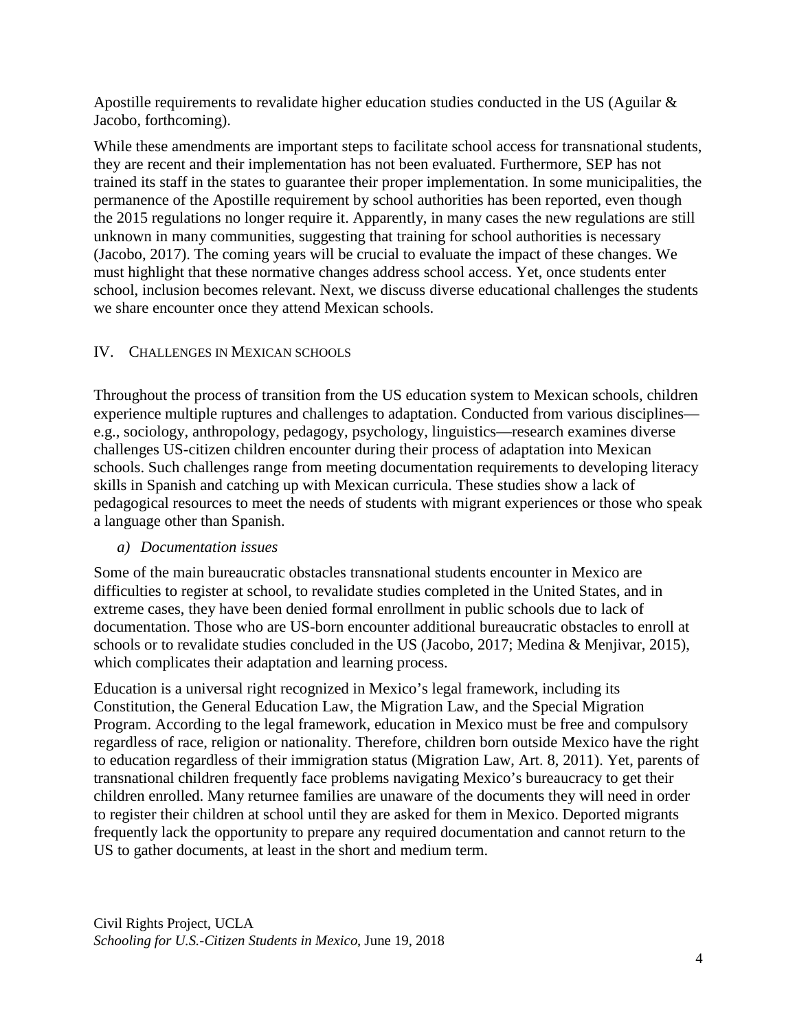Apostille requirements to revalidate higher education studies conducted in the US (Aguilar & Jacobo, forthcoming).

While these amendments are important steps to facilitate school access for transnational students, they are recent and their implementation has not been evaluated. Furthermore, SEP has not trained its staff in the states to guarantee their proper implementation. In some municipalities, the permanence of the Apostille requirement by school authorities has been reported, even though the 2015 regulations no longer require it. Apparently, in many cases the new regulations are still unknown in many communities, suggesting that training for school authorities is necessary (Jacobo, 2017). The coming years will be crucial to evaluate the impact of these changes. We must highlight that these normative changes address school access. Yet, once students enter school, inclusion becomes relevant. Next, we discuss diverse educational challenges the students we share encounter once they attend Mexican schools.

## IV. Challenges in Mexican schools

Throughout the process of transition from the US education system to Mexican schools, children experience multiple ruptures and challenges to adaptation. Conducted from various disciplines—e.g., sociology, anthropology, pedagogy, psychology, linguistics—research examines diverse challenges US-citizen children encounter during their process of adaptation into Mexican schools. Such challenges range from meeting documentation requirements to developing literacy skills in Spanish and catching up with Mexican curricula. These studies show a lack of pedagogical resources to meet the needs of students with migrant experiences or those who speak a language other than Spanish.

### *a) Documentation issues*

Some of the main bureaucratic obstacles transnational students encounter in Mexico are difficulties to register at school, to revalidate studies completed in the United States, and in extreme cases, they have been denied formal enrollment in public schools due to lack of documentation. Those who are US-born encounter additional bureaucratic obstacles to enroll at schools or to revalidate studies concluded in the US (Jacobo, 2017; Medina & Menjivar, 2015), which complicates their adaptation and learning process.

Education is a universal right recognized in Mexico's legal framework, including its Constitution, the General Education Law, the Migration Law, and the Special Migration Program. According to the legal framework, education in Mexico must be free and compulsory regardless of race, religion or nationality. Therefore, children born outside Mexico have the right to education regardless of their immigration status (Migration Law, Art. 8, 2011). Yet, parents of transnational children frequently face problems navigating Mexico's bureaucracy to get their children enrolled. Many returnee families are unaware of the documents they will need in order to register their children at school until they are asked for them in Mexico. Deported migrants frequently lack the opportunity to prepare any required documentation and cannot return to the US to gather documents, at least in the short and medium term.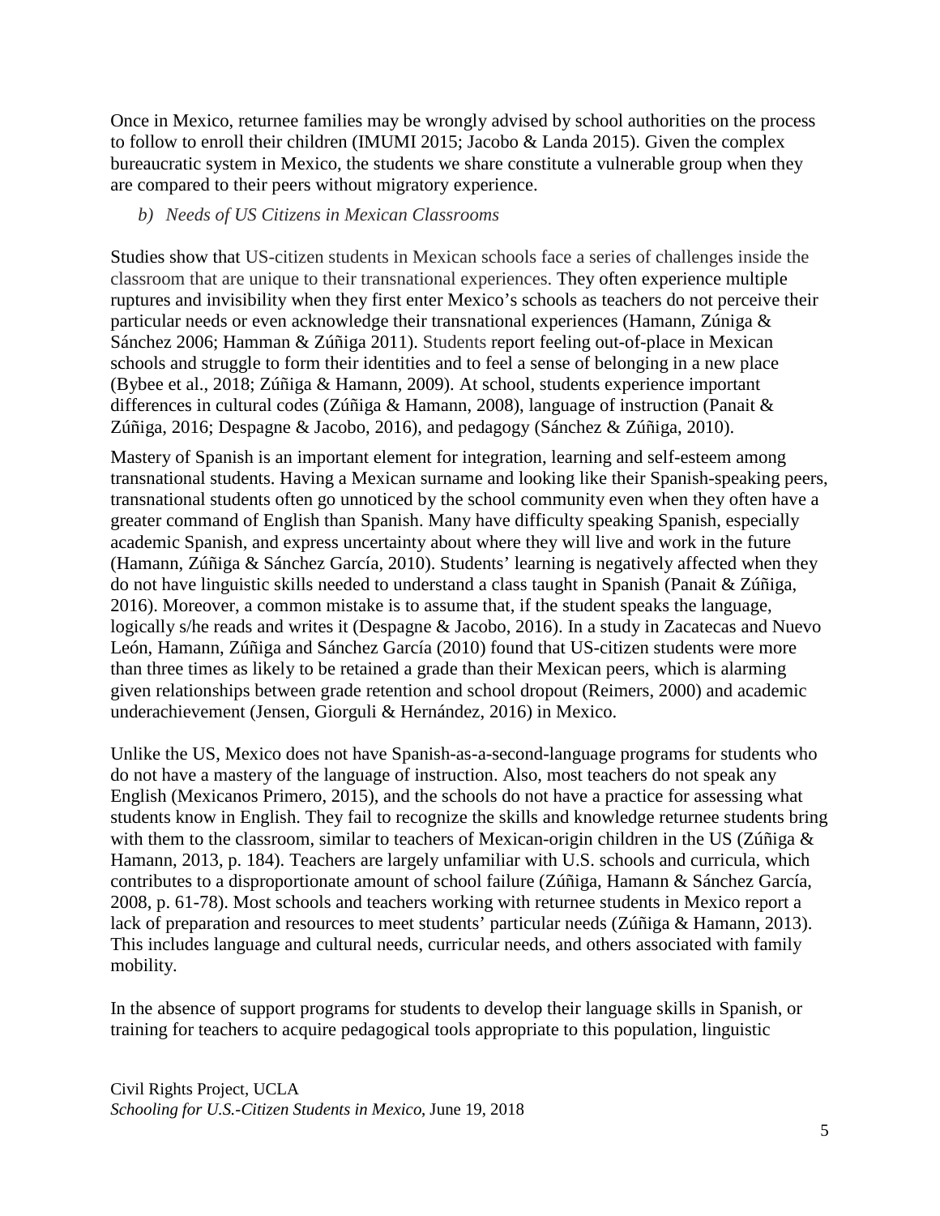Once in Mexico, returnee families may be wrongly advised by school authorities on the process to follow to enroll their children (IMUMI 2015; Jacobo & Landa 2015). Given the complex bureaucratic system in Mexico, the students we share constitute a vulnerable group when they are compared to their peers without migratory experience.

### *b) Needs of US Citizens in Mexican Classrooms*

Studies show that US-citizen students in Mexican schools face a series of challenges inside the classroom that are unique to their transnational experiences. They often experience multiple ruptures and invisibility when they first enter Mexico's schools as teachers do not perceive their particular needs or even acknowledge their transnational experiences (Hamann, Zúniga & Sánchez 2006; Hamman & Zúñiga 2011). Students report feeling out-of-place in Mexican schools and struggle to form their identities and to feel a sense of belonging in a new place (Bybee et al., 2018; Zúñiga & Hamann, 2009). At school, students experience important differences in cultural codes (Zúñiga & Hamann, 2008), language of instruction (Panait & Zúñiga, 2016; Despagne & Jacobo, 2016), and pedagogy (Sánchez & Zúñiga, 2010).

Mastery of Spanish is an important element for integration, learning and self-esteem among transnational students. Having a Mexican surname and looking like their Spanish-speaking peers, transnational students often go unnoticed by the school community even when they often have a greater command of English than Spanish. Many have difficulty speaking Spanish, especially academic Spanish, and express uncertainty about where they will live and work in the future (Hamann, Zúñiga & Sánchez García, 2010). Students' learning is negatively affected when they do not have linguistic skills needed to understand a class taught in Spanish (Panait & Zúñiga, 2016). Moreover, a common mistake is to assume that, if the student speaks the language, logically s/he reads and writes it (Despagne & Jacobo, 2016). In a study in Zacatecas and Nuevo León, Hamann, Zúñiga and Sánchez García (2010) found that US-citizen students were more than three times as likely to be retained a grade than their Mexican peers, which is alarming given relationships between grade retention and school dropout (Reimers, 2000) and academic underachievement (Jensen, Giorguli & Hernández, 2016) in Mexico.

Unlike the US, Mexico does not have Spanish-as-a-second-language programs for students who do not have a mastery of the language of instruction. Also, most teachers do not speak any English (Mexicanos Primero, 2015), and the schools do not have a practice for assessing what students know in English. They fail to recognize the skills and knowledge returnee students bring with them to the classroom, similar to teachers of Mexican-origin children in the US (Zúñiga & Hamann, 2013, p. 184). Teachers are largely unfamiliar with U.S. schools and curricula, which contributes to a disproportionate amount of school failure (Zúñiga, Hamann & Sánchez García, 2008, p. 61-78). Most schools and teachers working with returnee students in Mexico report a lack of preparation and resources to meet students' particular needs (Zúñiga & Hamann, 2013). This includes language and cultural needs, curricular needs, and others associated with family mobility.

In the absence of support programs for students to develop their language skills in Spanish, or training for teachers to acquire pedagogical tools appropriate to this population, linguistic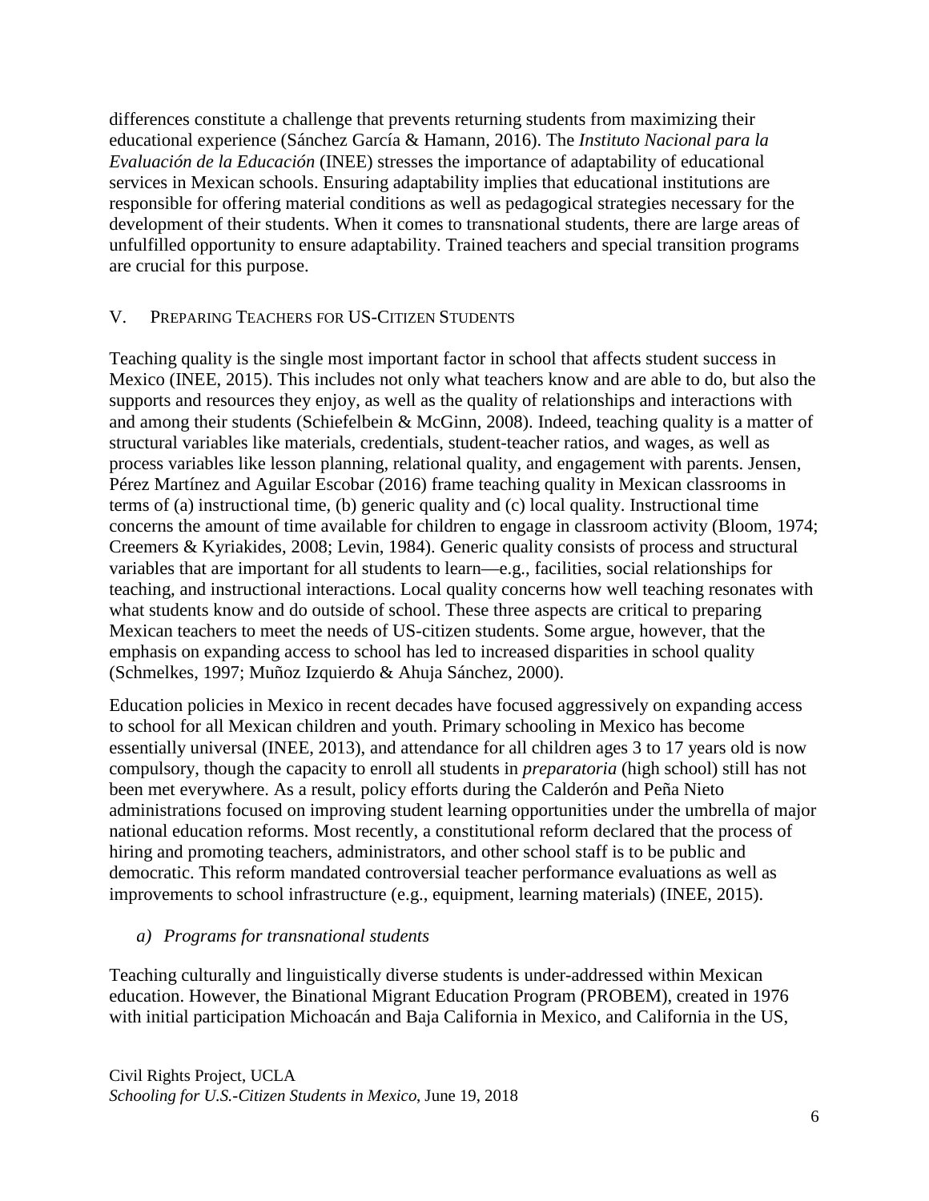differences constitute a challenge that prevents returning students from maximizing their educational experience (Sánchez García & Hamann, 2016). The *Instituto Nacional para la Evaluación de la Educación* (INEE) stresses the importance of adaptability of educational services in Mexican schools. Ensuring adaptability implies that educational institutions are responsible for offering material conditions as well as pedagogical strategies necessary for the development of their students. When it comes to transnational students, there are large areas of unfulfilled opportunity to ensure adaptability. Trained teachers and special transition programs are crucial for this purpose.

## V. Preparing Teachers for US-Citizen Students

Teaching quality is the single most important factor in school that affects student success in Mexico (INEE, 2015). This includes not only what teachers know and are able to do, but also the supports and resources they enjoy, as well as the quality of relationships and interactions with and among their students (Schiefelbein & McGinn, 2008). Indeed, teaching quality is a matter of structural variables like materials, credentials, student-teacher ratios, and wages, as well as process variables like lesson planning, relational quality, and engagement with parents. Jensen, Pérez Martínez and Aguilar Escobar (2016) frame teaching quality in Mexican classrooms in terms of (a) instructional time, (b) generic quality and (c) local quality. Instructional time concerns the amount of time available for children to engage in classroom activity (Bloom, 1974; Creemers & Kyriakides, 2008; Levin, 1984). Generic quality consists of process and structural variables that are important for all students to learn—e.g., facilities, social relationships for teaching, and instructional interactions. Local quality concerns how well teaching resonates with what students know and do outside of school. These three aspects are critical to preparing Mexican teachers to meet the needs of US-citizen students. Some argue, however, that the emphasis on expanding access to school has led to increased disparities in school quality (Schmelkes, 1997; Muñoz Izquierdo & Ahuja Sánchez, 2000).

Education policies in Mexico in recent decades have focused aggressively on expanding access to school for all Mexican children and youth. Primary schooling in Mexico has become essentially universal (INEE, 2013), and attendance for all children ages 3 to 17 years old is now compulsory, though the capacity to enroll all students in *preparatoria* (high school) still has not been met everywhere. As a result, policy efforts during the Calderón and Peña Nieto administrations focused on improving student learning opportunities under the umbrella of major national education reforms. Most recently, a constitutional reform declared that the process of hiring and promoting teachers, administrators, and other school staff is to be public and democratic. This reform mandated controversial teacher performance evaluations as well as improvements to school infrastructure (e.g., equipment, learning materials) (INEE, 2015).

### *a) Programs for transnational students*

Teaching culturally and linguistically diverse students is under-addressed within Mexican education. However, the Binational Migrant Education Program (PROBEM), created in 1976 with initial participation Michoacán and Baja California in Mexico, and California in the US,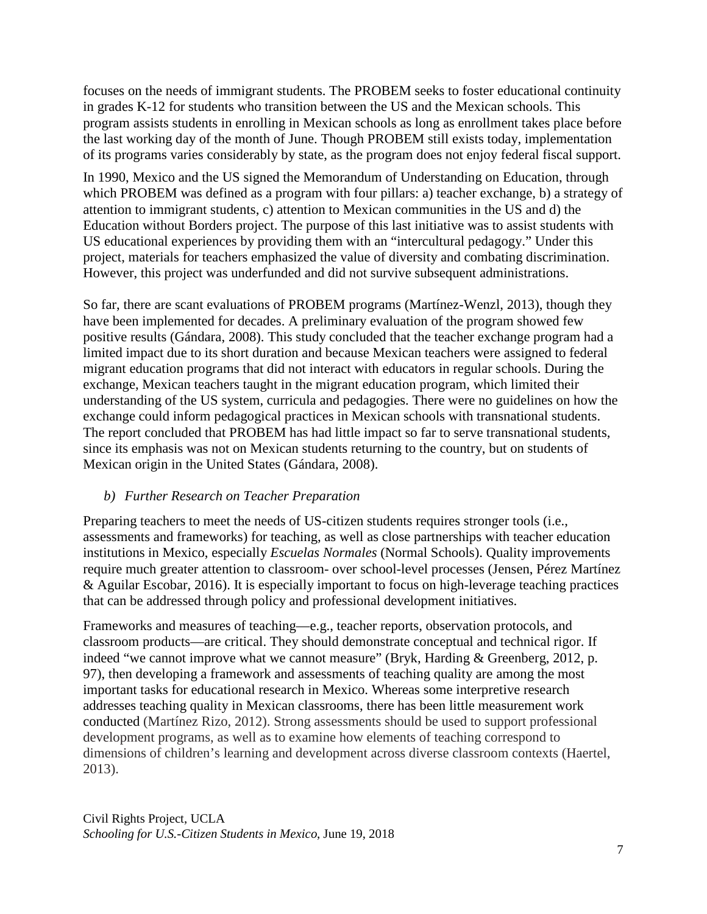focuses on the needs of immigrant students. The PROBEM seeks to foster educational continuity in grades K-12 for students who transition between the US and the Mexican schools. This program assists students in enrolling in Mexican schools as long as enrollment takes place before the last working day of the month of June. Though PROBEM still exists today, implementation of its programs varies considerably by state, as the program does not enjoy federal fiscal support.

In 1990, Mexico and the US signed the Memorandum of Understanding on Education, through which PROBEM was defined as a program with four pillars: a) teacher exchange, b) a strategy of attention to immigrant students, c) attention to Mexican communities in the US and d) the Education without Borders project. The purpose of this last initiative was to assist students with US educational experiences by providing them with an "intercultural pedagogy." Under this project, materials for teachers emphasized the value of diversity and combating discrimination. However, this project was underfunded and did not survive subsequent administrations.

So far, there are scant evaluations of PROBEM programs (Martínez-Wenzl, 2013), though they have been implemented for decades. A preliminary evaluation of the program showed few positive results (Gándara, 2008). This study concluded that the teacher exchange program had a limited impact due to its short duration and because Mexican teachers were assigned to federal migrant education programs that did not interact with educators in regular schools. During the exchange, Mexican teachers taught in the migrant education program, which limited their understanding of the US system, curricula and pedagogies. There were no guidelines on how the exchange could inform pedagogical practices in Mexican schools with transnational students. The report concluded that PROBEM has had little impact so far to serve transnational students, since its emphasis was not on Mexican students returning to the country, but on students of Mexican origin in the United States (Gándara, 2008).

### *b) Further Research on Teacher Preparation*

Preparing teachers to meet the needs of US-citizen students requires stronger tools (i.e., assessments and frameworks) for teaching, as well as close partnerships with teacher education institutions in Mexico, especially *Escuelas Normales* (Normal Schools). Quality improvements require much greater attention to classroom- over school-level processes (Jensen, Pérez Martínez & Aguilar Escobar, 2016). It is especially important to focus on high-leverage teaching practices that can be addressed through policy and professional development initiatives.

Frameworks and measures of teaching—e.g., teacher reports, observation protocols, and classroom products—are critical. They should demonstrate conceptual and technical rigor. If indeed "we cannot improve what we cannot measure" (Bryk, Harding & Greenberg, 2012, p. 97), then developing a framework and assessments of teaching quality are among the most important tasks for educational research in Mexico. Whereas some interpretive research addresses teaching quality in Mexican classrooms, there has been little measurement work conducted (Martínez Rizo, 2012). Strong assessments should be used to support professional development programs, as well as to examine how elements of teaching correspond to dimensions of children's learning and development across diverse classroom contexts (Haertel, 2013).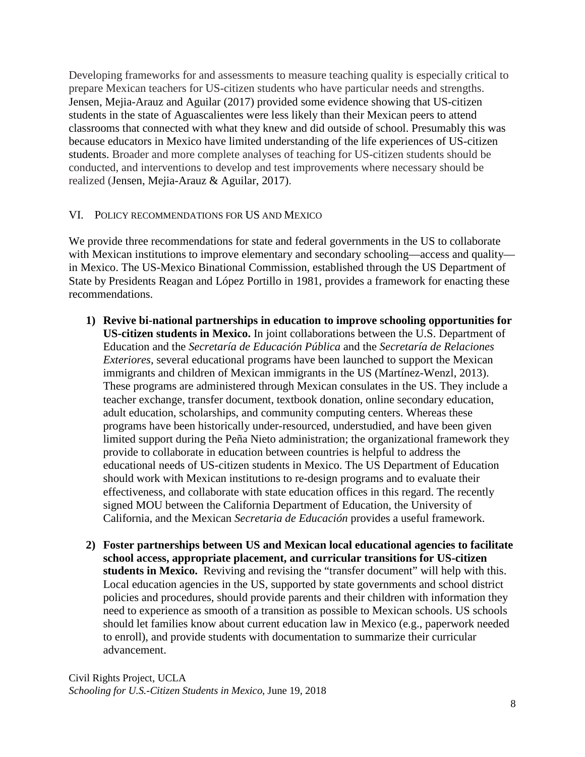Developing frameworks for and assessments to measure teaching quality is especially critical to prepare Mexican teachers for US-citizen students who have particular needs and strengths. Jensen, Mejia-Arauz and Aguilar (2017) provided some evidence showing that US-citizen students in the state of Aguascalientes were less likely than their Mexican peers to attend classrooms that connected with what they knew and did outside of school. Presumably this was because educators in Mexico have limited understanding of the life experiences of US-citizen students. Broader and more complete analyses of teaching for US-citizen students should be conducted, and interventions to develop and test improvements where necessary should be realized (Jensen, Mejia-Arauz & Aguilar, 2017).

## VI. Policy recommendations for US and Mexico

We provide three recommendations for state and federal governments in the US to collaborate with Mexican institutions to improve elementary and secondary schooling—access and quality—in Mexico. The US-Mexico Binational Commission, established through the US Department of State by Presidents Reagan and López Portillo in 1981, provides a framework for enacting these recommendations.

1) **Revive bi-national partnerships in education to improve schooling opportunities for US-citizen students in Mexico.** In joint collaborations between the U.S. Department of Education and the *Secretaría de Educación Pública* and the *Secretaría de Relaciones Exteriores*, several educational programs have been launched to support the Mexican immigrants and children of Mexican immigrants in the US (Martínez-Wenzl, 2013). These programs are administered through Mexican consulates in the US. They include a teacher exchange, transfer document, textbook donation, online secondary education, adult education, scholarships, and community computing centers. Whereas these programs have been historically under-resourced, understudied, and have been given limited support during the Peña Nieto administration; the organizational framework they provide to collaborate in education between countries is helpful to address the educational needs of US-citizen students in Mexico. The US Department of Education should work with Mexican institutions to re-design programs and to evaluate their effectiveness, and collaborate with state education offices in this regard. The recently signed MOU between the California Department of Education, the University of California, and the Mexican *Secretaria de Educación* provides a useful framework.

2) **Foster partnerships between US and Mexican local educational agencies to facilitate school access, appropriate placement, and curricular transitions for US-citizen students in Mexico.** Reviving and revising the "transfer document" will help with this. Local education agencies in the US, supported by state governments and school district policies and procedures, should provide parents and their children with information they need to experience as smooth of a transition as possible to Mexican schools. US schools should let families know about current education law in Mexico (e.g., paperwork needed to enroll), and provide students with documentation to summarize their curricular advancement.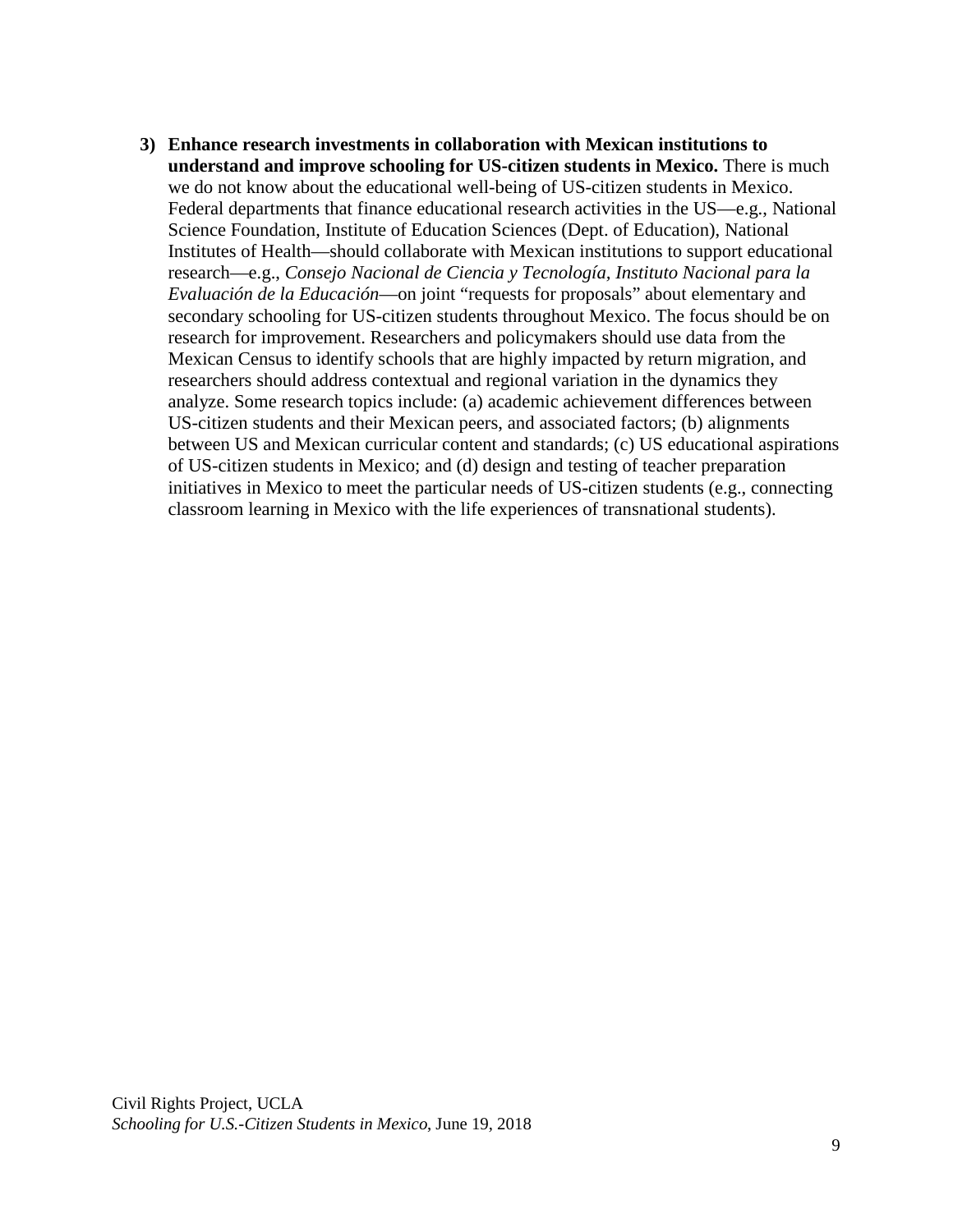3) **Enhance research investments in collaboration with Mexican institutions to understand and improve schooling for US-citizen students in Mexico.** There is much we do not know about the educational well-being of US-citizen students in Mexico. Federal departments that finance educational research activities in the US—e.g., National Science Foundation, Institute of Education Sciences (Dept. of Education), National Institutes of Health—should collaborate with Mexican institutions to support educational research—e.g., *Consejo Nacional de Ciencia y Tecnología*, *Instituto Nacional para la Evaluación de la Educación*—on joint "requests for proposals" about elementary and secondary schooling for US-citizen students throughout Mexico. The focus should be on research for improvement. Researchers and policymakers should use data from the Mexican Census to identify schools that are highly impacted by return migration, and researchers should address contextual and regional variation in the dynamics they analyze. Some research topics include: (a) academic achievement differences between US-citizen students and their Mexican peers, and associated factors; (b) alignments between US and Mexican curricular content and standards; (c) US educational aspirations of US-citizen students in Mexico; and (d) design and testing of teacher preparation initiatives in Mexico to meet the particular needs of US-citizen students (e.g., connecting classroom learning in Mexico with the life experiences of transnational students).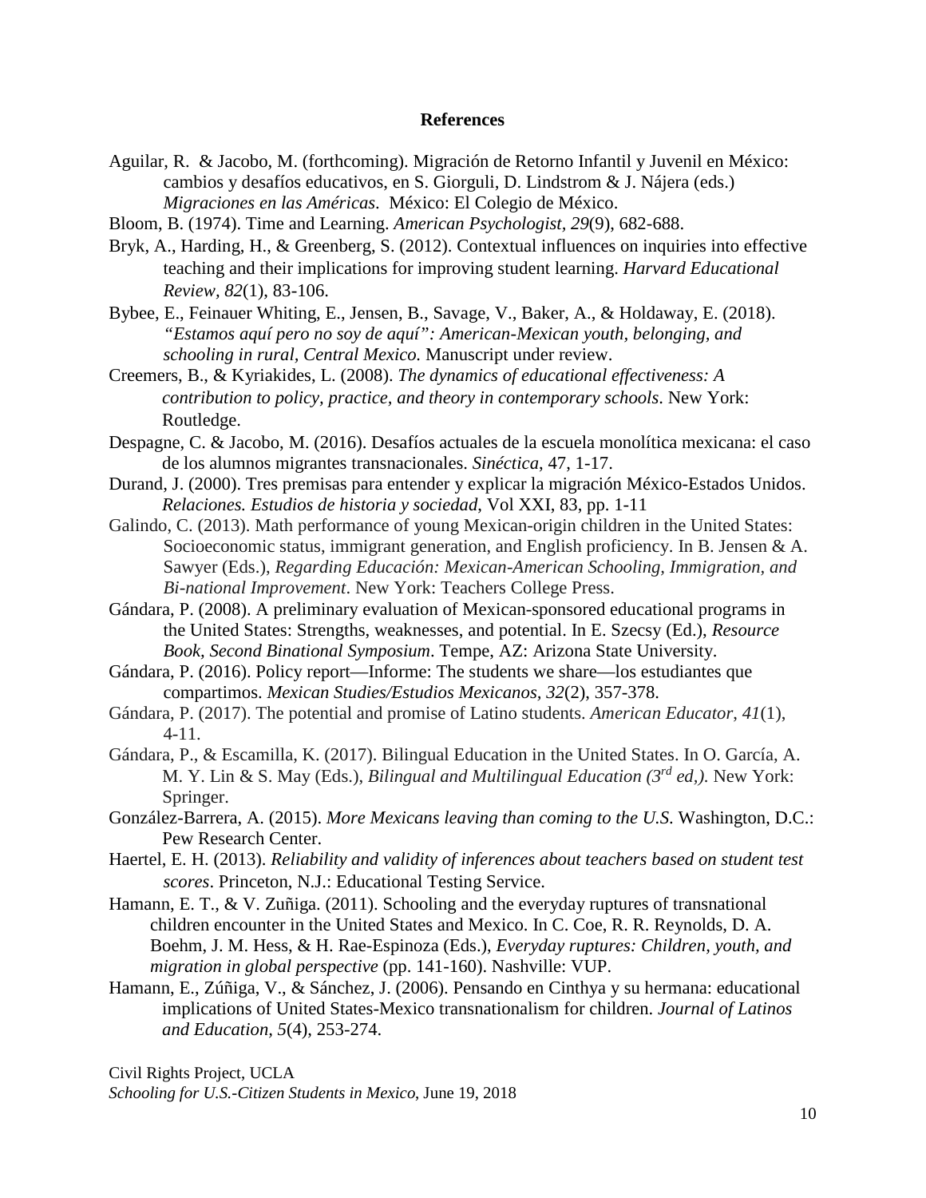# References

Aguilar, R. & Jacobo, M. (forthcoming). Migración de Retorno Infantil y Juvenil en México: cambios y desafíos educativos, en S. Giorguli, D. Lindstrom & J. Nájera (eds.) *Migraciones en las Américas*. México: El Colegio de México.

Bloom, B. (1974). Time and Learning. *American Psychologist, 29*(9), 682-688.

Bryk, A., Harding, H., & Greenberg, S. (2012). Contextual influences on inquiries into effective teaching and their implications for improving student learning. *Harvard Educational Review, 82*(1), 83-106.

Bybee, E., Feinauer Whiting, E., Jensen, B., Savage, V., Baker, A., & Holdaway, E. (2018). *"Estamos aquí pero no soy de aquí": American-Mexican youth, belonging, and schooling in rural, Central Mexico.* Manuscript under review.

Creemers, B., & Kyriakides, L. (2008). *The dynamics of educational effectiveness: A contribution to policy, practice, and theory in contemporary schools*. New York: Routledge.

Despagne, C. & Jacobo, M. (2016). Desafíos actuales de la escuela monolítica mexicana: el caso de los alumnos migrantes transnacionales. *Sinéctica*, 47, 1-17.

Durand, J. (2000). Tres premisas para entender y explicar la migración México-Estados Unidos. *Relaciones. Estudios de historia y sociedad*, Vol XXI, 83, pp. 1-11

Galindo, C. (2013). Math performance of young Mexican-origin children in the United States: Socioeconomic status, immigrant generation, and English proficiency. In B. Jensen & A. Sawyer (Eds.), *Regarding Educación: Mexican-American Schooling, Immigration, and Bi-national Improvement*. New York: Teachers College Press.

Gándara, P. (2008). A preliminary evaluation of Mexican-sponsored educational programs in the United States: Strengths, weaknesses, and potential. In E. Szecsy (Ed.), *Resource Book, Second Binational Symposium*. Tempe, AZ: Arizona State University.

Gándara, P. (2016). Policy report—Informe: The students we share—los estudiantes que compartimos. *Mexican Studies/Estudios Mexicanos, 32*(2), 357-378.

Gándara, P. (2017). The potential and promise of Latino students. *American Educator*, *41*(1), 4-11.

Gándara, P., & Escamilla, K. (2017). Bilingual Education in the United States. In O. García, A. M. Y. Lin & S. May (Eds.), *Bilingual and Multilingual Education (3rd ed,).* New York: Springer.

González-Barrera, A. (2015). *More Mexicans leaving than coming to the U.S.* Washington, D.C.: Pew Research Center.

Haertel, E. H. (2013). *Reliability and validity of inferences about teachers based on student test scores*. Princeton, N.J.: Educational Testing Service.

Hamann, E. T., & V. Zuñiga. (2011). Schooling and the everyday ruptures of transnational children encounter in the United States and Mexico. In C. Coe, R. R. Reynolds, D. A. Boehm, J. M. Hess, & H. Rae-Espinoza (Eds.), *Everyday ruptures: Children, youth, and migration in global perspective* (pp. 141-160). Nashville: VUP.

Hamann, E., Zúñiga, V., & Sánchez, J. (2006). Pensando en Cinthya y su hermana: educational implications of United States-Mexico transnationalism for children. *Journal of Latinos and Education, 5*(4), 253-274.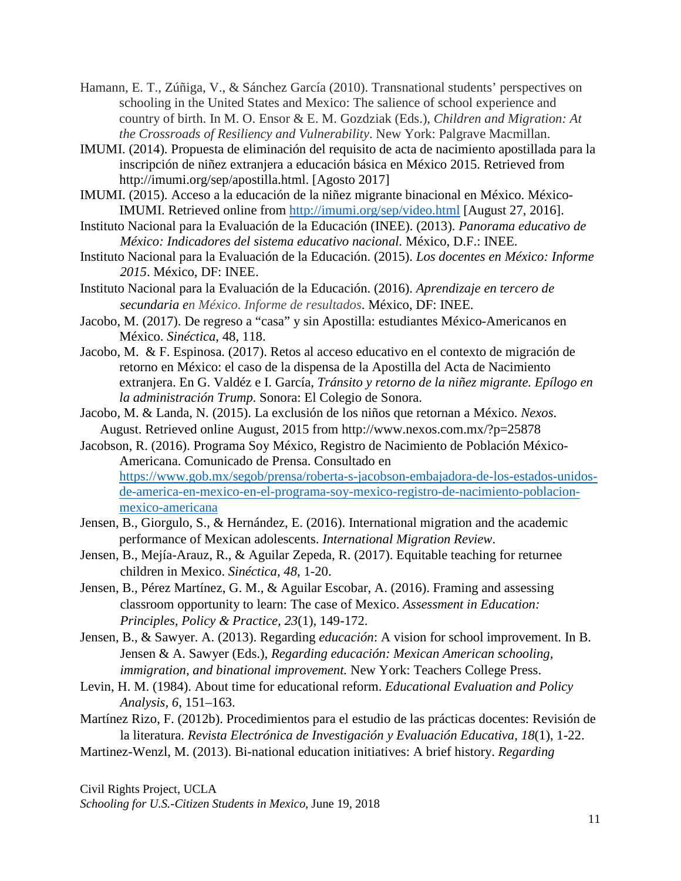Hamann, E. T., Zúñiga, V., & Sánchez García (2010). Transnational students' perspectives on schooling in the United States and Mexico: The salience of school experience and country of birth. In M. O. Ensor & E. M. Gozdziak (Eds.), *Children and Migration: At the Crossroads of Resiliency and Vulnerability*. New York: Palgrave Macmillan.

IMUMI. (2014). Propuesta de eliminación del requisito de acta de nacimiento apostillada para la inscripción de niñez extranjera a educación básica en México 2015. Retrieved from http://imumi.org/sep/apostilla.html. [Agosto 2017]

IMUMI. (2015). Acceso a la educación de la niñez migrante binacional en México. México-IMUMI. Retrieved online from http://imumi.org/sep/video.html [August 27, 2016].

Instituto Nacional para la Evaluación de la Educación (INEE). (2013). *Panorama educativo de México: Indicadores del sistema educativo nacional.* México, D.F.: INEE.

Instituto Nacional para la Evaluación de la Educación. (2015). *Los docentes en México: Informe 2015*. México, DF: INEE.

Instituto Nacional para la Evaluación de la Educación. (2016). *Aprendizaje en tercero de secundaria en México. Informe de resultados*. México, DF: INEE.

Jacobo, M. (2017). De regreso a "casa" y sin Apostilla: estudiantes México-Americanos en México. *Sinéctica*, 48, 118.

Jacobo, M. & F. Espinosa. (2017). Retos al acceso educativo en el contexto de migración de retorno en México: el caso de la dispensa de la Apostilla del Acta de Nacimiento extranjera. En G. Valdéz e I. García, *Tránsito y retorno de la niñez migrante. Epílogo en la administración Trump.* Sonora: El Colegio de Sonora.

Jacobo, M. & Landa, N. (2015). La exclusión de los niños que retornan a México. *Nexos*. August. Retrieved online August, 2015 from http://www.nexos.com.mx/?p=25878

Jacobson, R. (2016). Programa Soy México, Registro de Nacimiento de Población México-Americana. Comunicado de Prensa. Consultado en https://www.gob.mx/segob/prensa/roberta-s-jacobson-embajadora-de-los-estados-unidos-de-america-en-mexico-en-el-programa-soy-mexico-registro-de-nacimiento-poblacion-mexico-americana

Jensen, B., Giorgulo, S., & Hernández, E. (2016). International migration and the academic performance of Mexican adolescents. *International Migration Review*.

Jensen, B., Mejía-Arauz, R., & Aguilar Zepeda, R. (2017). Equitable teaching for returnee children in Mexico. *Sinéctica*, *48*, 1-20.

Jensen, B., Pérez Martínez, G. M., & Aguilar Escobar, A. (2016). Framing and assessing classroom opportunity to learn: The case of Mexico. *Assessment in Education: Principles, Policy & Practice, 23*(1), 149-172.

Jensen, B., & Sawyer. A. (2013). Regarding *educación*: A vision for school improvement. In B. Jensen & A. Sawyer (Eds.), *Regarding educación: Mexican American schooling, immigration, and binational improvement.* New York: Teachers College Press.

Levin, H. M. (1984). About time for educational reform. *Educational Evaluation and Policy Analysis*, *6*, 151–163.

Martínez Rizo, F. (2012b). Procedimientos para el estudio de las prácticas docentes: Revisión de la literatura. *Revista Electrónica de Investigación y Evaluación Educativa*, *18*(1), 1-22.

Martinez-Wenzl, M. (2013). Bi-national education initiatives: A brief history. *Regarding*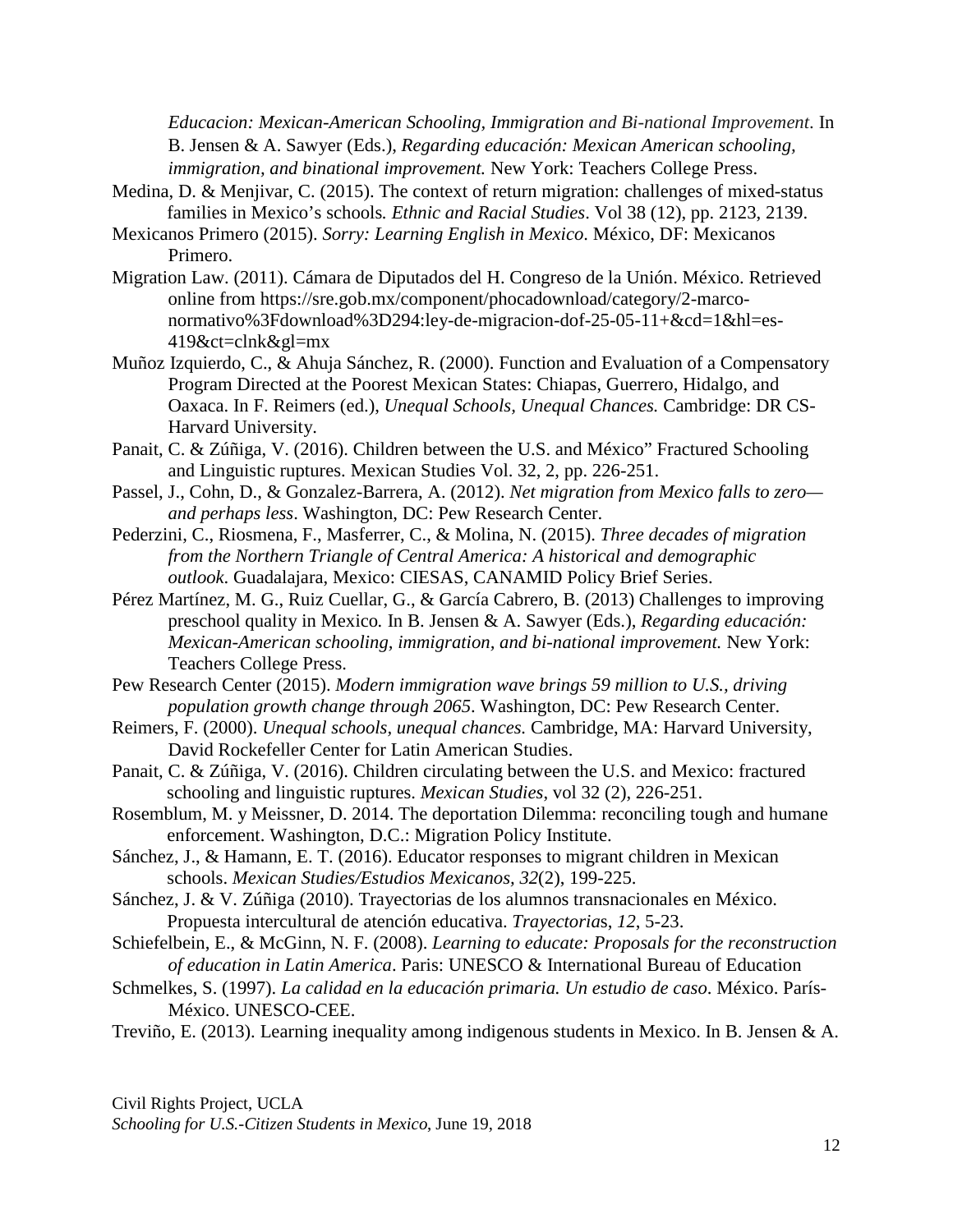*Educacion: Mexican-American Schooling, Immigration and Bi-national Improvement*. In B. Jensen & A. Sawyer (Eds.), *Regarding educación: Mexican American schooling, immigration, and binational improvement.* New York: Teachers College Press.

Medina, D. & Menjivar, C. (2015). The context of return migration: challenges of mixed-status families in Mexico's schools*. Ethnic and Racial Studies*. Vol 38 (12), pp. 2123, 2139.

Mexicanos Primero (2015). *Sorry: Learning English in Mexico*. México, DF: Mexicanos Primero.

Migration Law. (2011). Cámara de Diputados del H. Congreso de la Unión. México. Retrieved online from https://sre.gob.mx/component/phocadownload/category/2-marco-normativo%3Fdownload%3D294:ley-de-migracion-dof-25-05-11+&cd=1&hl=es-419&ct=clnk&gl=mx

Muñoz Izquierdo, C., & Ahuja Sánchez, R. (2000). Function and Evaluation of a Compensatory Program Directed at the Poorest Mexican States: Chiapas, Guerrero, Hidalgo, and Oaxaca. In F. Reimers (ed.), *Unequal Schools, Unequal Chances.* Cambridge: DR CS-Harvard University.

Panait, C. & Zúñiga, V. (2016). Children between the U.S. and México" Fractured Schooling and Linguistic ruptures. Mexican Studies Vol. 32, 2, pp. 226-251.

Passel, J., Cohn, D., & Gonzalez-Barrera, A. (2012). *Net migration from Mexico falls to zero—and perhaps less*. Washington, DC: Pew Research Center.

Pederzini, C., Riosmena, F., Masferrer, C., & Molina, N. (2015). *Three decades of migration from the Northern Triangle of Central America: A historical and demographic outlook*. Guadalajara, Mexico: CIESAS, CANAMID Policy Brief Series.

Pérez Martínez, M. G., Ruiz Cuellar, G., & García Cabrero, B. (2013) Challenges to improving preschool quality in Mexico*.* In B. Jensen & A. Sawyer (Eds.), *Regarding educación: Mexican-American schooling, immigration, and bi-national improvement.* New York: Teachers College Press.

Pew Research Center (2015). *Modern immigration wave brings 59 million to U.S., driving population growth change through 2065*. Washington, DC: Pew Research Center.

Reimers, F. (2000). *Unequal schools, unequal chances.* Cambridge, MA: Harvard University, David Rockefeller Center for Latin American Studies.

Panait, C. & Zúñiga, V. (2016). Children circulating between the U.S. and Mexico: fractured schooling and linguistic ruptures. *Mexican Studies*, vol 32 (2), 226-251.

Rosemblum, M. y Meissner, D. 2014. The deportation Dilemma: reconciling tough and humane enforcement. Washington, D.C.: Migration Policy Institute.

Sánchez, J., & Hamann, E. T. (2016). Educator responses to migrant children in Mexican schools. *Mexican Studies/Estudios Mexicanos, 32*(2), 199-225.

Sánchez, J. & V. Zúñiga (2010). Trayectorias de los alumnos transnacionales en México. Propuesta intercultural de atención educativa. *Trayectoria*s, *12*, 5-23.

Schiefelbein, E., & McGinn, N. F. (2008). *Learning to educate: Proposals for the reconstruction of education in Latin America*. Paris: UNESCO & International Bureau of Education

Schmelkes, S. (1997). *La calidad en la educación primaria. Un estudio de caso*. México. París-México. UNESCO-CEE.

Treviño, E. (2013). Learning inequality among indigenous students in Mexico. In B. Jensen & A.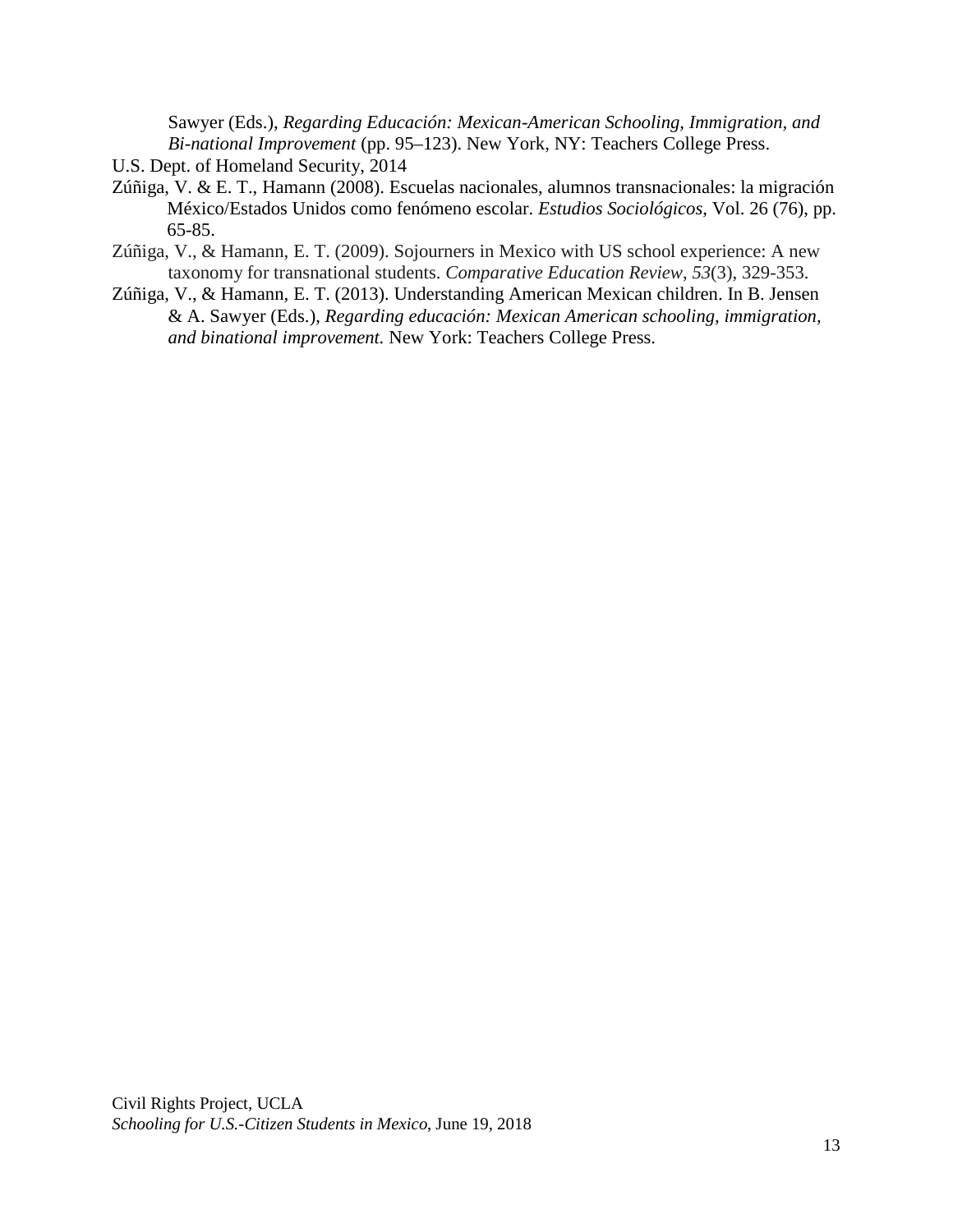Sawyer (Eds.), *Regarding Educación: Mexican-American Schooling, Immigration, and Bi-national Improvement* (pp. 95–123). New York, NY: Teachers College Press.

U.S. Dept. of Homeland Security, 2014

Zúñiga, V. & E. T., Hamann (2008). Escuelas nacionales, alumnos transnacionales: la migración México/Estados Unidos como fenómeno escolar. *Estudios Sociológicos*, Vol. 26 (76), pp. 65-85.

Zúñiga, V., & Hamann, E. T. (2009). Sojourners in Mexico with US school experience: A new taxonomy for transnational students. *Comparative Education Review*, *53*(3), 329-353.

Zúñiga, V., & Hamann, E. T. (2013). Understanding American Mexican children. In B. Jensen & A. Sawyer (Eds.), *Regarding educación: Mexican American schooling, immigration, and binational improvement.* New York: Teachers College Press.